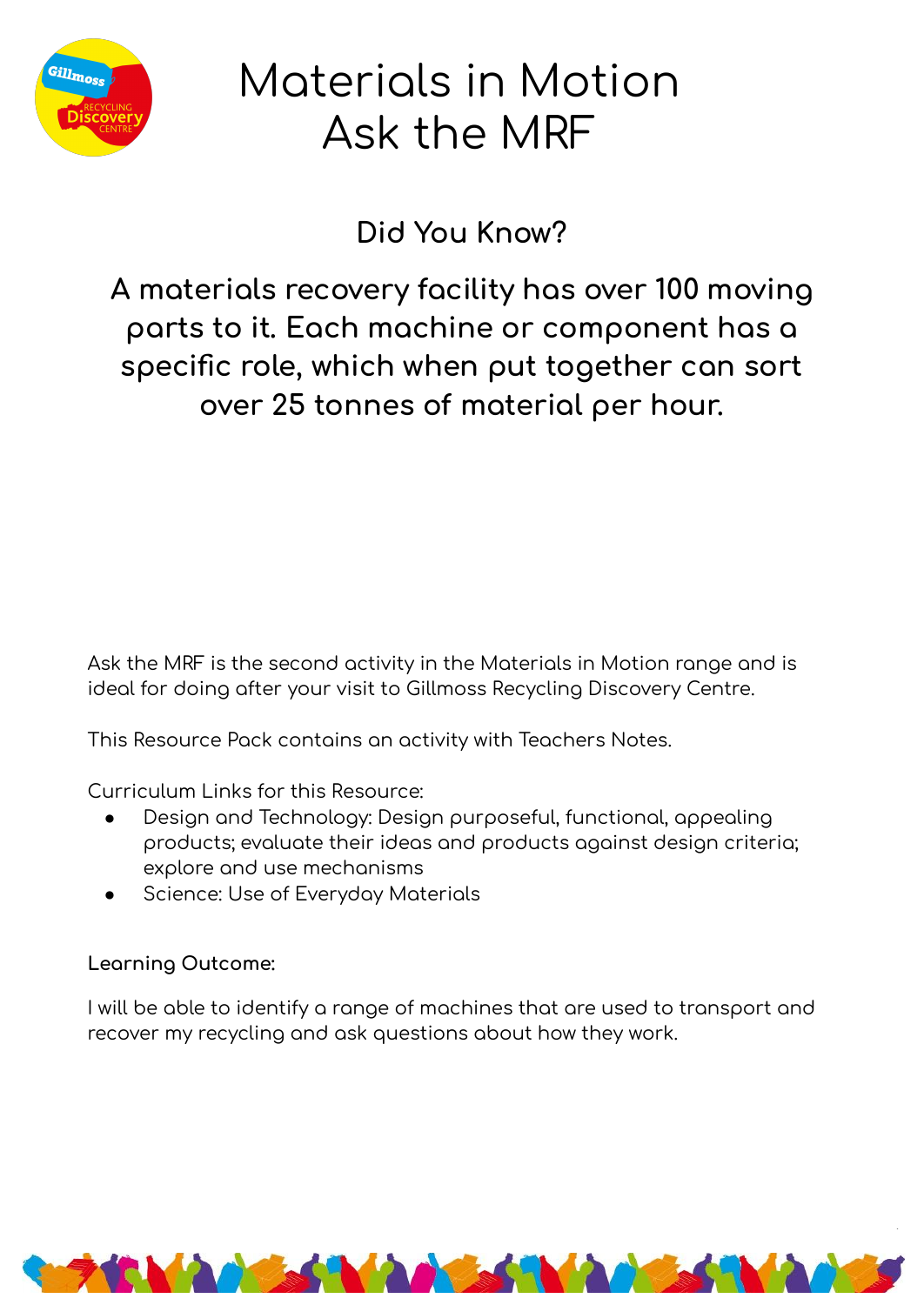# Materials in Motion
# Ask the MRF

## Did You Know?

**A materials recovery facility has over 100 moving parts to it. Each machine or component has a specific role, which when put together can sort over 25 tonnes of material per hour.**

Ask the MRF is the second activity in the Materials in Motion range and is ideal for doing after your visit to Gillmoss Recycling Discovery Centre.

This Resource Pack contains an activity with Teachers Notes.

Curriculum Links for this Resource:

- Design and Technology: Design purposeful, functional, appealing products; evaluate their ideas and products against design criteria; explore and use mechanisms
- Science: Use of Everyday Materials

**Learning Outcome:**

I will be able to identify a range of machines that are used to transport and recover my recycling and ask questions about how they work.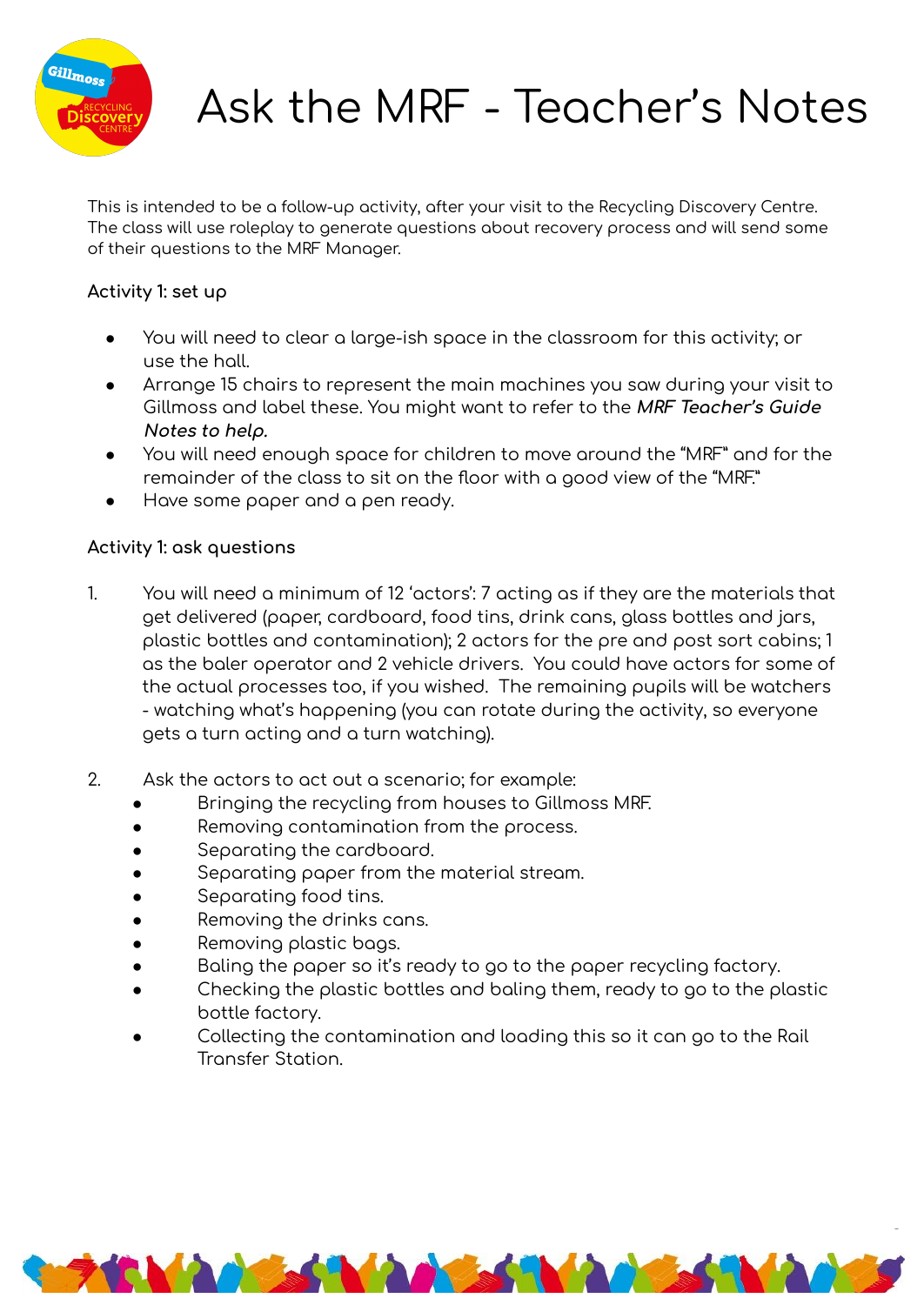# Ask the MRF - Teacher's Notes

This is intended to be a follow-up activity, after your visit to the Recycling Discovery Centre. The class will use roleplay to generate questions about recovery process and will send some of their questions to the MRF Manager.

**Activity 1: set up**

- You will need to clear a large-ish space in the classroom for this activity; or use the hall.
- Arrange 15 chairs to represent the main machines you saw during your visit to Gillmoss and label these. You might want to refer to the ***MRF Teacher's Guide Notes to help.***
- You will need enough space for children to move around the "MRF" and for the remainder of the class to sit on the floor with a good view of the "MRF."
- Have some paper and a pen ready.

**Activity 1: ask questions**

1. You will need a minimum of 12 'actors': 7 acting as if they are the materials that get delivered (paper, cardboard, food tins, drink cans, glass bottles and jars, plastic bottles and contamination); 2 actors for the pre and post sort cabins; 1 as the baler operator and 2 vehicle drivers. You could have actors for some of the actual processes too, if you wished. The remaining pupils will be watchers - watching what's happening (you can rotate during the activity, so everyone gets a turn acting and a turn watching).

2. Ask the actors to act out a scenario; for example:
   - Bringing the recycling from houses to Gillmoss MRF.
   - Removing contamination from the process.
   - Separating the cardboard.
   - Separating paper from the material stream.
   - Separating food tins.
   - Removing the drinks cans.
   - Removing plastic bags.
   - Baling the paper so it's ready to go to the paper recycling factory.
   - Checking the plastic bottles and baling them, ready to go to the plastic bottle factory.
   - Collecting the contamination and loading this so it can go to the Rail Transfer Station.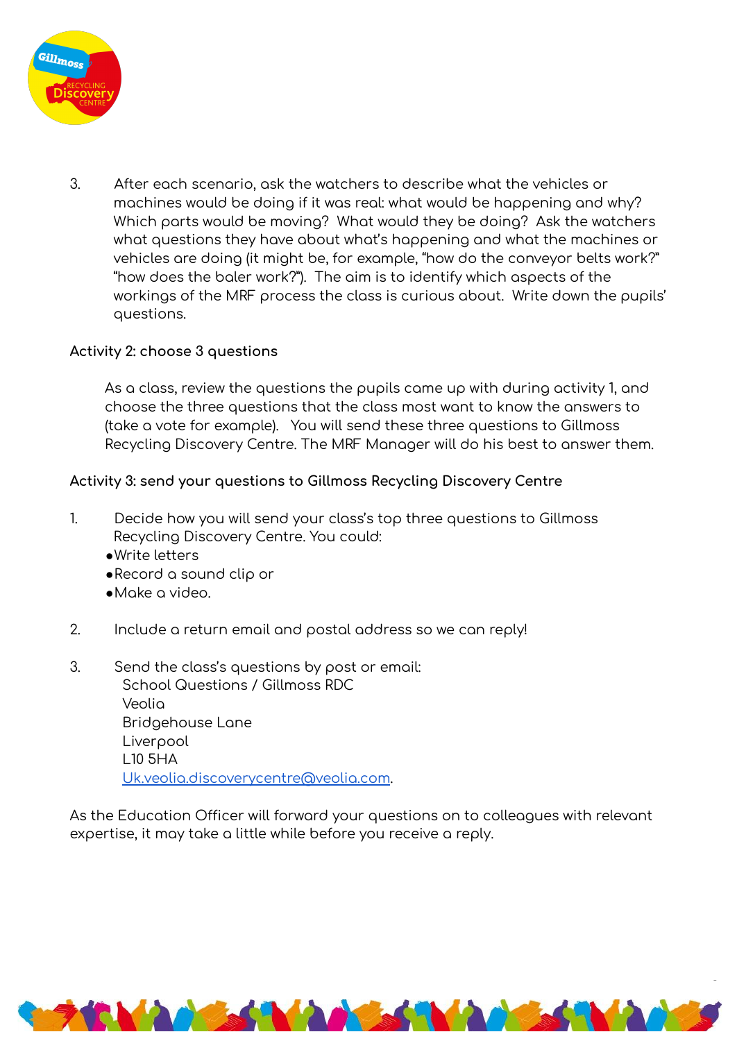3. After each scenario, ask the watchers to describe what the vehicles or machines would be doing if it was real: what would be happening and why? Which parts would be moving? What would they be doing? Ask the watchers what questions they have about what's happening and what the machines or vehicles are doing (it might be, for example, "how do the conveyor belts work?" "how does the baler work?"). The aim is to identify which aspects of the workings of the MRF process the class is curious about. Write down the pupils' questions.

**Activity 2: choose 3 questions**

As a class, review the questions the pupils came up with during activity 1, and choose the three questions that the class most want to know the answers to (take a vote for example). You will send these three questions to Gillmoss Recycling Discovery Centre. The MRF Manager will do his best to answer them.

**Activity 3: send your questions to Gillmoss Recycling Discovery Centre**

1. Decide how you will send your class's top three questions to Gillmoss Recycling Discovery Centre. You could:
   - Write letters
   - Record a sound clip or
   - Make a video.

2. Include a return email and postal address so we can reply!

3. Send the class's questions by post or email:
   School Questions / Gillmoss RDC
   Veolia
   Bridgehouse Lane
   Liverpool
   L10 5HA
   Uk.veolia.discoverycentre@veolia.com.

As the Education Officer will forward your questions on to colleagues with relevant expertise, it may take a little while before you receive a reply.